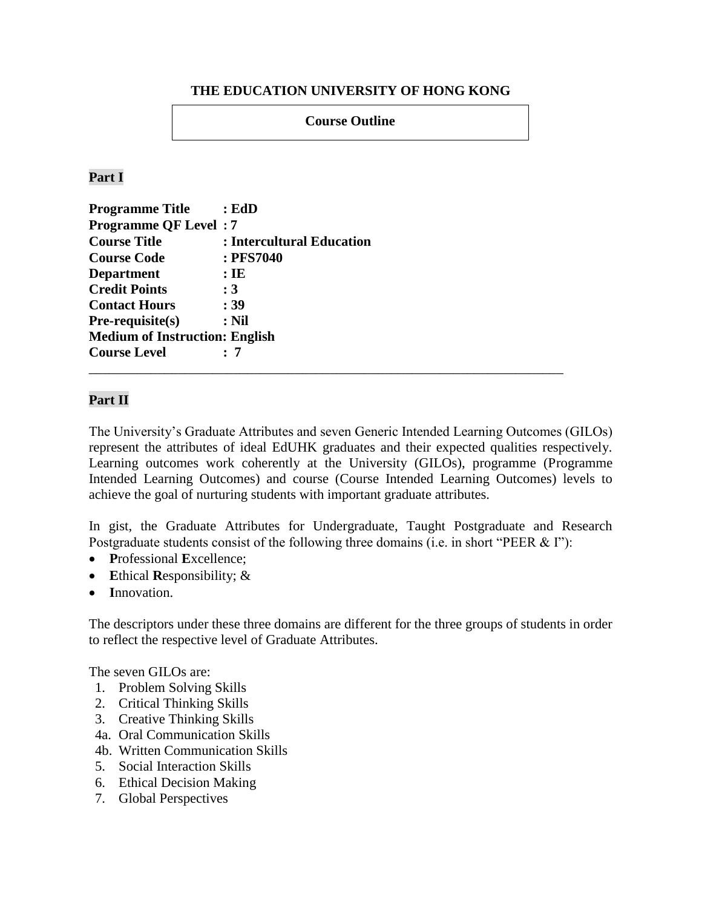**THE EDUCATION UNIVERSITY OF HONG KONG**

**Course Outline**

## Part I

**Programme Title : EdD**
**Programme QF Level : 7**
**Course Title : Intercultural Education**
**Course Code : PFS7040**
**Department : IE**
**Credit Points : 3**
**Contact Hours : 39**
**Pre-requisite(s) : Nil**
**Medium of Instruction: English**
**Course Level : 7**

---

## Part II

The University's Graduate Attributes and seven Generic Intended Learning Outcomes (GILOs) represent the attributes of ideal EdUHK graduates and their expected qualities respectively. Learning outcomes work coherently at the University (GILOs), programme (Programme Intended Learning Outcomes) and course (Course Intended Learning Outcomes) levels to achieve the goal of nurturing students with important graduate attributes.

In gist, the Graduate Attributes for Undergraduate, Taught Postgraduate and Research Postgraduate students consist of the following three domains (i.e. in short "PEER & I"):

- **P**rofessional **E**xcellence;
- **E**thical **R**esponsibility; &
- **I**nnovation.

The descriptors under these three domains are different for the three groups of students in order to reflect the respective level of Graduate Attributes.

The seven GILOs are:

1. Problem Solving Skills
2. Critical Thinking Skills
3. Creative Thinking Skills
4a. Oral Communication Skills
4b. Written Communication Skills
5. Social Interaction Skills
6. Ethical Decision Making
7. Global Perspectives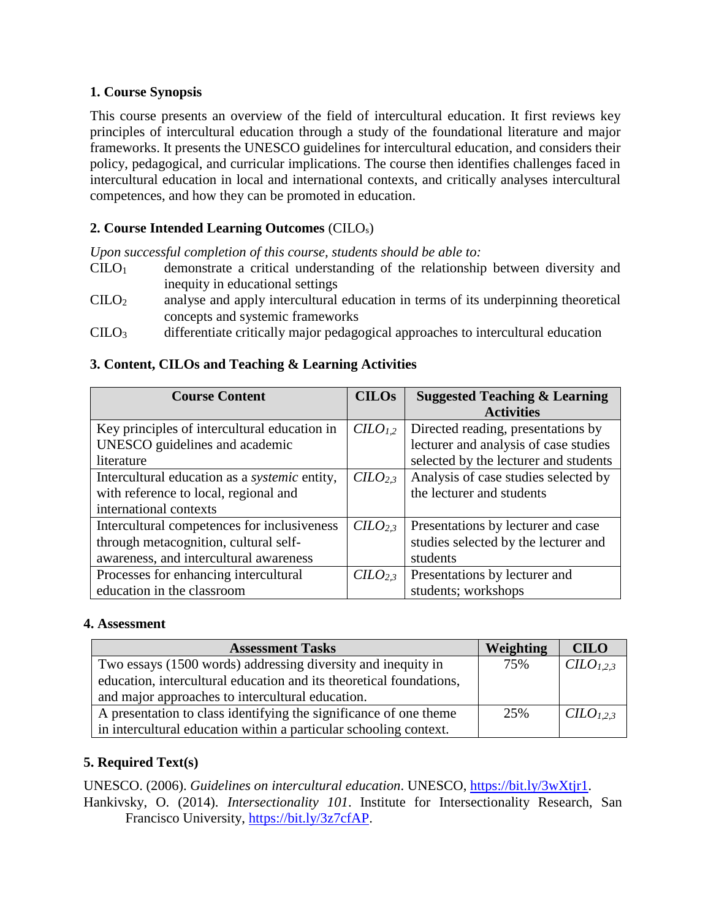## 1. Course Synopsis

This course presents an overview of the field of intercultural education. It first reviews key principles of intercultural education through a study of the foundational literature and major frameworks. It presents the UNESCO guidelines for intercultural education, and considers their policy, pedagogical, and curricular implications. The course then identifies challenges faced in intercultural education in local and international contexts, and critically analyses intercultural competences, and how they can be promoted in education.

## 2. Course Intended Learning Outcomes (CILO$_s$)

*Upon successful completion of this course, students should be able to:*

CILO$_1$ demonstrate a critical understanding of the relationship between diversity and inequity in educational settings

CILO$_2$ analyse and apply intercultural education in terms of its underpinning theoretical concepts and systemic frameworks

CILO$_3$ differentiate critically major pedagogical approaches to intercultural education

## 3. Content, CILOs and Teaching & Learning Activities

| Course Content | CILOs | Suggested Teaching & Learning Activities |
|---|---|---|
| Key principles of intercultural education in UNESCO guidelines and academic literature | *CILO$_{1,2}$* | Directed reading, presentations by lecturer and analysis of case studies selected by the lecturer and students |
| Intercultural education as a *systemic* entity, with reference to local, regional and international contexts | *CILO$_{2,3}$* | Analysis of case studies selected by the lecturer and students |
| Intercultural competences for inclusiveness through metacognition, cultural self-awareness, and intercultural awareness | *CILO$_{2,3}$* | Presentations by lecturer and case studies selected by the lecturer and students |
| Processes for enhancing intercultural education in the classroom | *CILO$_{2,3}$* | Presentations by lecturer and students; workshops |

## 4. Assessment

| Assessment Tasks | Weighting | CILO |
|---|---|---|
| Two essays (1500 words) addressing diversity and inequity in education, intercultural education and its theoretical foundations, and major approaches to intercultural education. | 75% | *CILO$_{1,2,3}$* |
| A presentation to class identifying the significance of one theme in intercultural education within a particular schooling context. | 25% | *CILO$_{1,2,3}$* |

## 5. Required Text(s)

UNESCO. (2006). *Guidelines on intercultural education*. UNESCO, https://bit.ly/3wXtjr1.

Hankivsky, O. (2014). *Intersectionality 101*. Institute for Intersectionality Research, San Francisco University, https://bit.ly/3z7cfAP.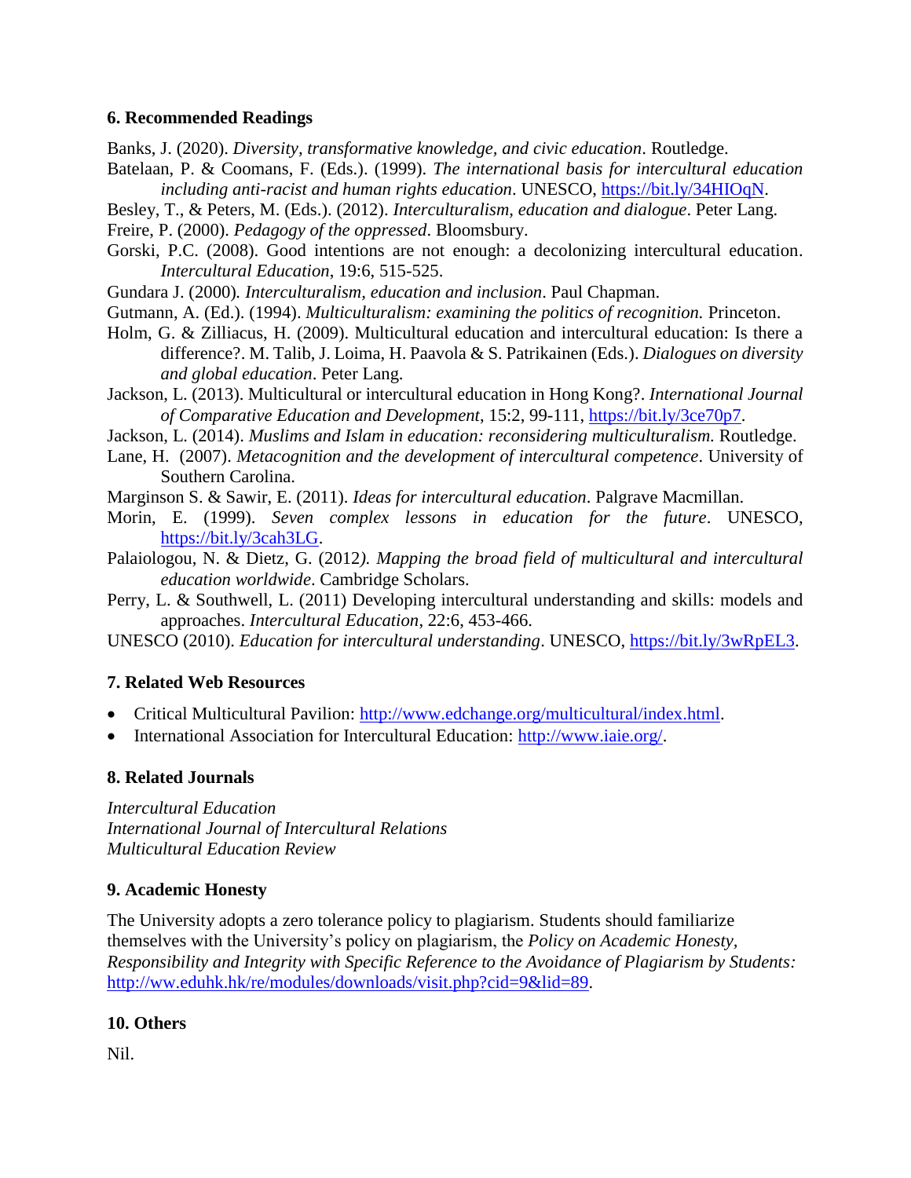### 6. Recommended Readings

Banks, J. (2020). *Diversity, transformative knowledge, and civic education*. Routledge.

Batelaan, P. & Coomans, F. (Eds.). (1999). *The international basis for intercultural education including anti-racist and human rights education*. UNESCO, https://bit.ly/34HIOqN.

Besley, T., & Peters, M. (Eds.). (2012). *Interculturalism, education and dialogue*. Peter Lang.

Freire, P. (2000). *Pedagogy of the oppressed*. Bloomsbury.

Gorski, P.C. (2008). Good intentions are not enough: a decolonizing intercultural education. *Intercultural Education*, 19:6, 515-525.

Gundara J. (2000). *Interculturalism, education and inclusion*. Paul Chapman.

Gutmann, A. (Ed.). (1994). *Multiculturalism: examining the politics of recognition.* Princeton.

Holm, G. & Zilliacus, H. (2009). Multicultural education and intercultural education: Is there a difference?. M. Talib, J. Loima, H. Paavola & S. Patrikainen (Eds.). *Dialogues on diversity and global education*. Peter Lang.

Jackson, L. (2013). Multicultural or intercultural education in Hong Kong?. *International Journal of Comparative Education and Development*, 15:2, 99-111, https://bit.ly/3ce70p7.

Jackson, L. (2014). *Muslims and Islam in education: reconsidering multiculturalism.* Routledge.

Lane, H. (2007). *Metacognition and the development of intercultural competence*. University of Southern Carolina.

Marginson S. & Sawir, E. (2011). *Ideas for intercultural education*. Palgrave Macmillan.

Morin, E. (1999). *Seven complex lessons in education for the future*. UNESCO, https://bit.ly/3cah3LG.

Palaiologou, N. & Dietz, G. (2012*). Mapping the broad field of multicultural and intercultural education worldwide*. Cambridge Scholars.

Perry, L. & Southwell, L. (2011) Developing intercultural understanding and skills: models and approaches. *Intercultural Education*, 22:6, 453-466.

UNESCO (2010). *Education for intercultural understanding*. UNESCO, https://bit.ly/3wRpEL3.

### 7. Related Web Resources

- Critical Multicultural Pavilion: http://www.edchange.org/multicultural/index.html.
- International Association for Intercultural Education: http://www.iaie.org/.

### 8. Related Journals

*Intercultural Education*
*International Journal of Intercultural Relations*
*Multicultural Education Review*

### 9. Academic Honesty

The University adopts a zero tolerance policy to plagiarism. Students should familiarize themselves with the University's policy on plagiarism, the *Policy on Academic Honesty, Responsibility and Integrity with Specific Reference to the Avoidance of Plagiarism by Students:* http://ww.eduhk.hk/re/modules/downloads/visit.php?cid=9&lid=89.

### 10. Others

Nil.